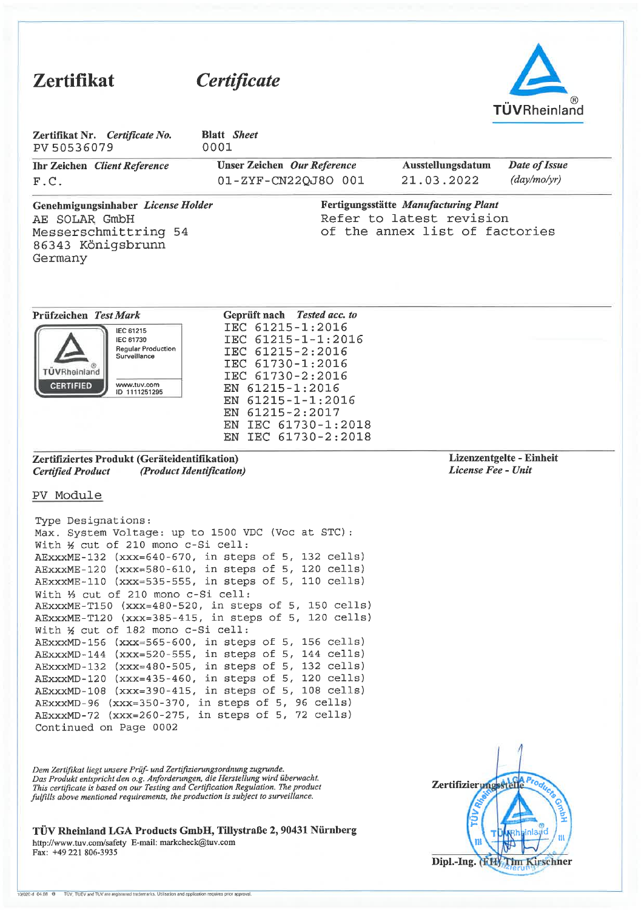# Zertifikat *Certificate*

TÜVRheinland®

| Zertifikat Nr. *Certificate No.* | Blatt *Sheet* | | |
|---|---|---|---|
| PV 50536079 | 0001 | | |
| **Ihr Zeichen** *Client Reference* | **Unser Zeichen** *Our Reference* | **Ausstellungsdatum** | *Date of Issue (day/mo/yr)* |
| F.C. | 01-ZYF-CN22QJ80 001 | 21.03.2022 | |

**Genehmigungsinhaber** *License Holder*
AE SOLAR GmbH
Messerschmittring 54
86343 Königsbrunn
Germany

**Fertigungsstätte** *Manufacturing Plant*
Refer to latest revision
of the annex list of factories

**Prüfzeichen** *Test Mark*

TÜVRheinland CERTIFIED
IEC 61215
IEC 61730
Regular Production Surveillance
www.tuv.com
ID 1111251295

**Geprüft nach** *Tested acc. to*
IEC 61215-1:2016
IEC 61215-1-1:2016
IEC 61215-2:2016
IEC 61730-1:2016
IEC 61730-2:2016
EN 61215-1:2016
EN 61215-1-1:2016
EN 61215-2:2017
EN IEC 61730-1:2018
EN IEC 61730-2:2018

**Zertifiziertes Produkt (Geräteidentifikation)**
*Certified Product (Product Identification)*

**Lizenzentgelte - Einheit**
*License Fee - Unit*

PV Module

Type Designations:
Max. System Voltage: up to 1500 VDC (Voc at STC):
With ½ cut of 210 mono c-Si cell:
AExxxME-132 (xxx=640-670, in steps of 5, 132 cells)
AExxxME-120 (xxx=580-610, in steps of 5, 120 cells)
AExxxME-110 (xxx=535-555, in steps of 5, 110 cells)
With ⅓ cut of 210 mono c-Si cell:
AExxxME-T150 (xxx=480-520, in steps of 5, 150 cells)
AExxxME-T120 (xxx=385-415, in steps of 5, 120 cells)
With ½ cut of 182 mono c-Si cell:
AExxxMD-156 (xxx=565-600, in steps of 5, 156 cells)
AExxxMD-144 (xxx=520-555, in steps of 5, 144 cells)
AExxxMD-132 (xxx=480-505, in steps of 5, 132 cells)
AExxxMD-120 (xxx=435-460, in steps of 5, 120 cells)
AExxxMD-108 (xxx=390-415, in steps of 5, 108 cells)
AExxxMD-96 (xxx=350-370, in steps of 5, 96 cells)
AExxxMD-72 (xxx=260-275, in steps of 5, 72 cells)
Continued on Page 0002

*Dem Zertifikat liegt unsere Prüf- und Zertifizierungsordnung zugrunde. Das Produkt entspricht den o.g. Anforderungen, die Herstellung wird überwacht.*
*This certificate is based on our Testing and Certification Regulation. The product fulfills above mentioned requirements, the production is subject to surveillance.*

**TÜV Rheinland LGA Products GmbH, Tillystraße 2, 90431 Nürnberg**
http://www.tuv.com/safety E-mail: markcheck@tuv.com
Fax: +49 221 806-3935

**Zertifizierungsstelle**

**Dipl.-Ing. (FH) Tim Kirschner**

10/020 d 04.08 TÜV, TUEV and TUV are registered trademarks. Utilisation and application requires prior approval.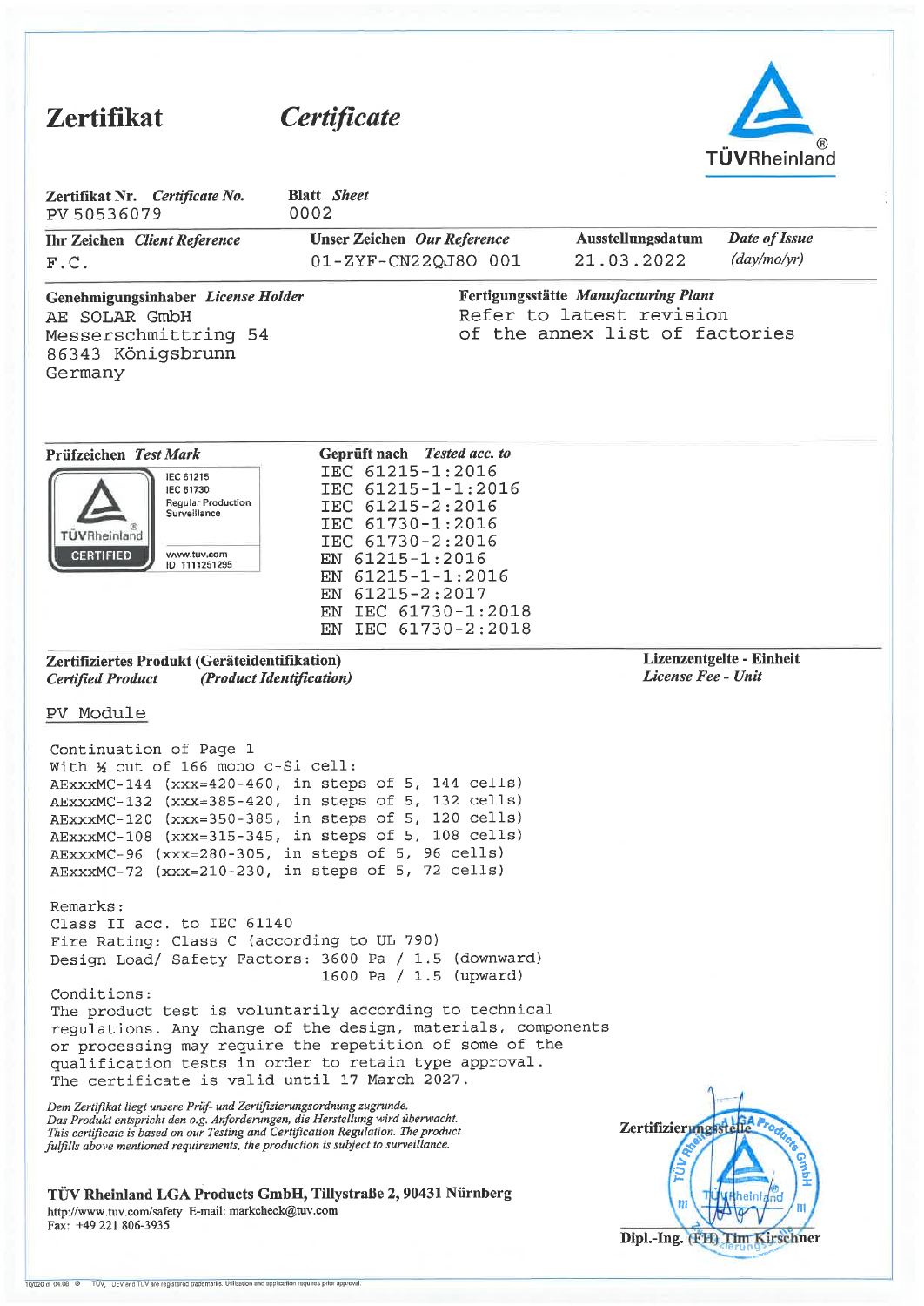# Zertifikat *Certificate*

TÜVRheinland®

| **Zertifikat Nr.** *Certificate No.* | **Blatt** *Sheet* | | |
|---|---|---|---|
| PV 50536079 | 0002 | | |
| **Ihr Zeichen** *Client Reference* | **Unser Zeichen** *Our Reference* | **Ausstellungsdatum** | *Date of Issue (day/mo/yr)* |
| F.C. | 01-ZYF-CN22QJ80 001 | 21.03.2022 | |

**Genehmigungsinhaber** *License Holder*
AE SOLAR GmbH
Messerschmittring 54
86343 Königsbrunn
Germany

**Fertigungsstätte** *Manufacturing Plant*
Refer to latest revision
of the annex list of factories

**Prüfzeichen** *Test Mark*

TÜVRheinland CERTIFIED
IEC 61215
IEC 61730
Regular Production Surveillance
www.tuv.com
ID 1111251295

**Geprüft nach** *Tested acc. to*
IEC 61215-1:2016
IEC 61215-1-1:2016
IEC 61215-2:2016
IEC 61730-1:2016
IEC 61730-2:2016
EN 61215-1:2016
EN 61215-1-1:2016
EN 61215-2:2017
EN IEC 61730-1:2018
EN IEC 61730-2:2018

**Zertifiziertes Produkt (Geräteidentifikation)**
***Certified Product*** ***(Product Identification)***

**Lizenzentgelte - Einheit**
***License Fee - Unit***

PV Module

Continuation of Page 1
With ½ cut of 166 mono c-Si cell:
AExxxMC-144 (xxx=420-460, in steps of 5, 144 cells)
AExxxMC-132 (xxx=385-420, in steps of 5, 132 cells)
AExxxMC-120 (xxx=350-385, in steps of 5, 120 cells)
AExxxMC-108 (xxx=315-345, in steps of 5, 108 cells)
AExxxMC-96 (xxx=280-305, in steps of 5, 96 cells)
AExxxMC-72 (xxx=210-230, in steps of 5, 72 cells)

Remarks:
Class II acc. to IEC 61140
Fire Rating: Class C (according to UL 790)
Design Load/ Safety Factors: 3600 Pa / 1.5 (downward)
1600 Pa / 1.5 (upward)

Conditions:
The product test is voluntarily according to technical regulations. Any change of the design, materials, components or processing may require the repetition of some of the qualification tests in order to retain type approval.
The certificate is valid until 17 March 2027.

*Dem Zertifikat liegt unsere Prüf- und Zertifizierungsordnung zugrunde.*
*Das Produkt entspricht den o.g. Anforderungen, die Herstellung wird überwacht.*
*This certificate is based on our Testing and Certification Regulation. The product fulfills above mentioned requirements, the production is subject to surveillance.*

**Zertifizierungsstelle**

**Dipl.-Ing. (FH) Tim Kirschner**

**TÜV Rheinland LGA Products GmbH, Tillystraße 2, 90431 Nürnberg**
http://www.tuv.com/safety E-mail: markcheck@tuv.com
Fax: +49 221 806-3935

10/020 d 04.08 ® TÜV, TUEV and TUV are registered trademarks. Utilisation and application requires prior approval.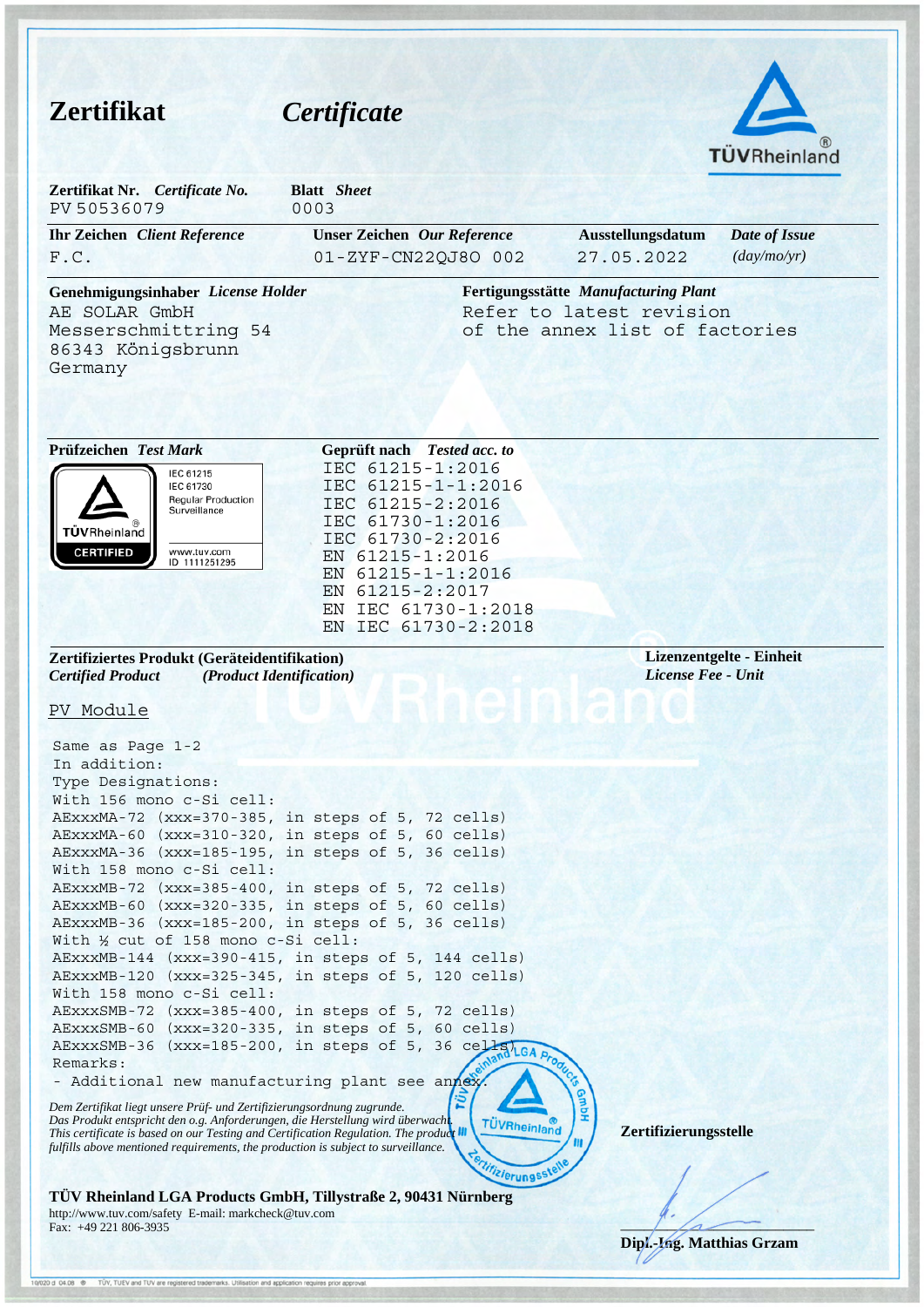# Zertifikat *Certificate*

TÜVRheinland

| Zertifikat Nr. *Certificate No.* | Blatt *Sheet* |
|---|---|
| PV 50536079 | 0003 |

| Ihr Zeichen *Client Reference* | Unser Zeichen *Our Reference* | Ausstellungsdatum *Date of Issue* |
|---|---|---|
| F.C. | 01-ZYF-CN22QJ8O 002 | 27.05.2022 *(day/mo/yr)* |

**Genehmigungsinhaber** *License Holder*
AE SOLAR GmbH
Messerschmittring 54
86343 Königsbrunn
Germany

**Fertigungsstätte** *Manufacturing Plant*
Refer to latest revision
of the annex list of factories

**Prüfzeichen** *Test Mark*

TÜVRheinland CERTIFIED
IEC 61215
IEC 61730
Regular Production Surveillance
www.tuv.com
ID 1111251295

**Geprüft nach** *Tested acc. to*
IEC 61215-1:2016
IEC 61215-1-1:2016
IEC 61215-2:2016
IEC 61730-1:2016
IEC 61730-2:2016
EN 61215-1:2016
EN 61215-1-1:2016
EN 61215-2:2017
EN IEC 61730-1:2018
EN IEC 61730-2:2018

**Zertifiziertes Produkt (Geräteidentifikation)**
*Certified Product (Product Identification)*

**Lizenzentgelte - Einheit**
*License Fee - Unit*

PV Module

```
Same as Page 1-2
In addition:
Type Designations:
With 156 mono c-Si cell:
AExxxMA-72  (xxx=370-385, in steps of 5, 72 cells)
AExxxMA-60  (xxx=310-320, in steps of 5, 60 cells)
AExxxMA-36  (xxx=185-195, in steps of 5, 36 cells)
With 158 mono c-Si cell:
AExxxMB-72  (xxx=385-400, in steps of 5, 72 cells)
AExxxMB-60  (xxx=320-335, in steps of 5, 60 cells)
AExxxMB-36  (xxx=185-200, in steps of 5, 36 cells)
With ½ cut of 158 mono c-Si cell:
AExxxMB-144 (xxx=390-415, in steps of 5, 144 cells)
AExxxMB-120 (xxx=325-345, in steps of 5, 120 cells)
With 158 mono c-Si cell:
AExxxSMB-72 (xxx=385-400, in steps of 5, 72 cells)
AExxxSMB-60 (xxx=320-335, in steps of 5, 60 cells)
AExxxSMB-36 (xxx=185-200, in steps of 5, 36 cells)
Remarks:
- Additional new manufacturing plant see annex.
```

*Dem Zertifikat liegt unsere Prüf- und Zertifizierungsordnung zugrunde. Das Produkt entspricht den o.g. Anforderungen, die Herstellung wird überwacht. This certificate is based on our Testing and Certification Regulation. The product fulfills above mentioned requirements, the production is subject to surveillance.*

**Zertifizierungsstelle**

**Dipl.-Ing. Matthias Grzam**

**TÜV Rheinland LGA Products GmbH, Tillystraße 2, 90431 Nürnberg**
http://www.tuv.com/safety E-mail: markcheck@tuv.com
Fax: +49 221 806-3935

10/020 d 04.08 ® TÜV, TUEV and TUV are registered trademarks. Utilisation and application requires prior approval.